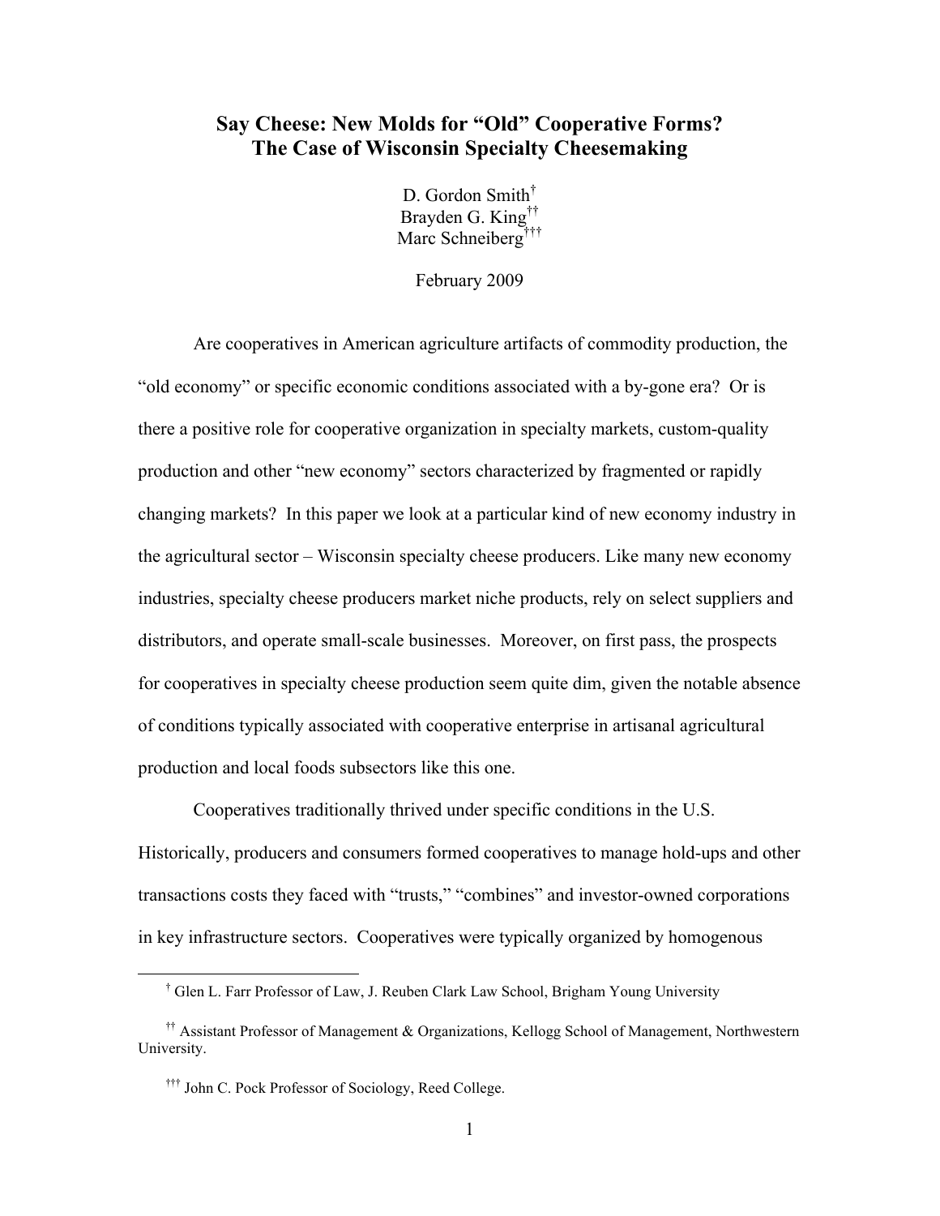# Say Cheese: New Molds for "Old" Cooperative Forms? The Case of Wisconsin Specialty Cheesemaking

D. Gordon Smith[†]
Brayden G. King[††]
Marc Schneiberg[†††]

February 2009

Are cooperatives in American agriculture artifacts of commodity production, the "old economy" or specific economic conditions associated with a by-gone era? Or is there a positive role for cooperative organization in specialty markets, custom-quality production and other "new economy" sectors characterized by fragmented or rapidly changing markets? In this paper we look at a particular kind of new economy industry in the agricultural sector – Wisconsin specialty cheese producers. Like many new economy industries, specialty cheese producers market niche products, rely on select suppliers and distributors, and operate small-scale businesses. Moreover, on first pass, the prospects for cooperatives in specialty cheese production seem quite dim, given the notable absence of conditions typically associated with cooperative enterprise in artisanal agricultural production and local foods subsectors like this one.

Cooperatives traditionally thrived under specific conditions in the U.S. Historically, producers and consumers formed cooperatives to manage hold-ups and other transactions costs they faced with "trusts," "combines" and investor-owned corporations in key infrastructure sectors. Cooperatives were typically organized by homogenous

---

[†] Glen L. Farr Professor of Law, J. Reuben Clark Law School, Brigham Young University

[††] Assistant Professor of Management & Organizations, Kellogg School of Management, Northwestern University.

[†††] John C. Pock Professor of Sociology, Reed College.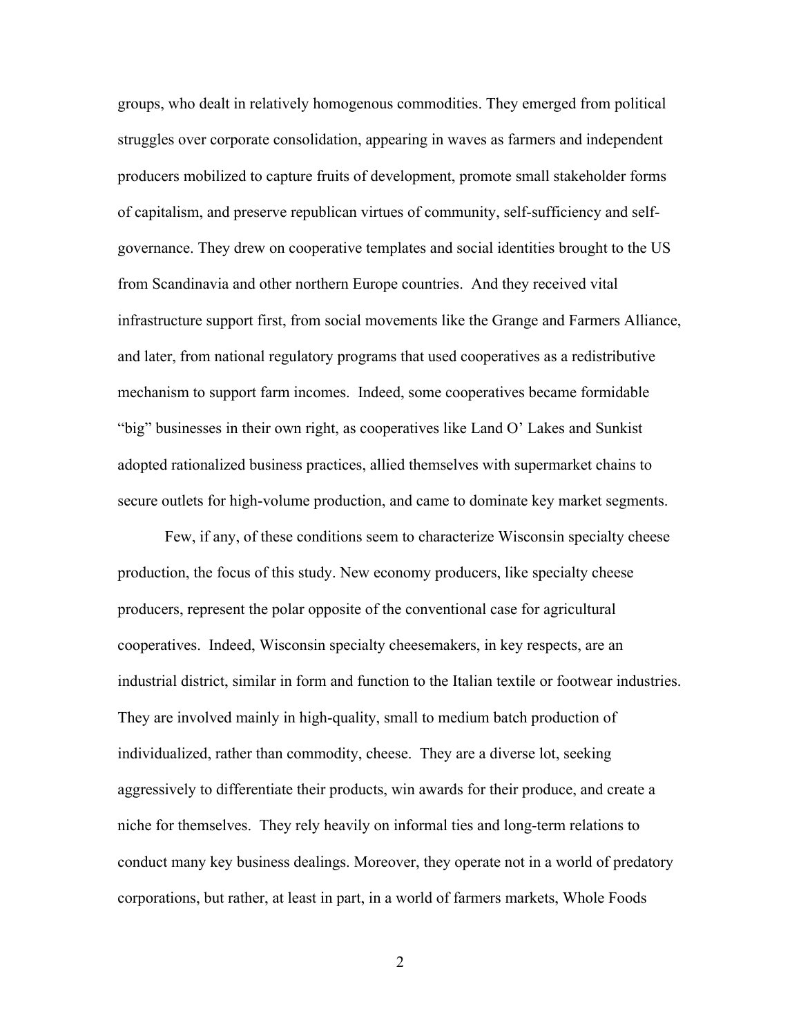groups, who dealt in relatively homogenous commodities. They emerged from political struggles over corporate consolidation, appearing in waves as farmers and independent producers mobilized to capture fruits of development, promote small stakeholder forms of capitalism, and preserve republican virtues of community, self-sufficiency and self-governance. They drew on cooperative templates and social identities brought to the US from Scandinavia and other northern Europe countries. And they received vital infrastructure support first, from social movements like the Grange and Farmers Alliance, and later, from national regulatory programs that used cooperatives as a redistributive mechanism to support farm incomes. Indeed, some cooperatives became formidable "big" businesses in their own right, as cooperatives like Land O' Lakes and Sunkist adopted rationalized business practices, allied themselves with supermarket chains to secure outlets for high-volume production, and came to dominate key market segments.

Few, if any, of these conditions seem to characterize Wisconsin specialty cheese production, the focus of this study. New economy producers, like specialty cheese producers, represent the polar opposite of the conventional case for agricultural cooperatives. Indeed, Wisconsin specialty cheesemakers, in key respects, are an industrial district, similar in form and function to the Italian textile or footwear industries. They are involved mainly in high-quality, small to medium batch production of individualized, rather than commodity, cheese. They are a diverse lot, seeking aggressively to differentiate their products, win awards for their produce, and create a niche for themselves. They rely heavily on informal ties and long-term relations to conduct many key business dealings. Moreover, they operate not in a world of predatory corporations, but rather, at least in part, in a world of farmers markets, Whole Foods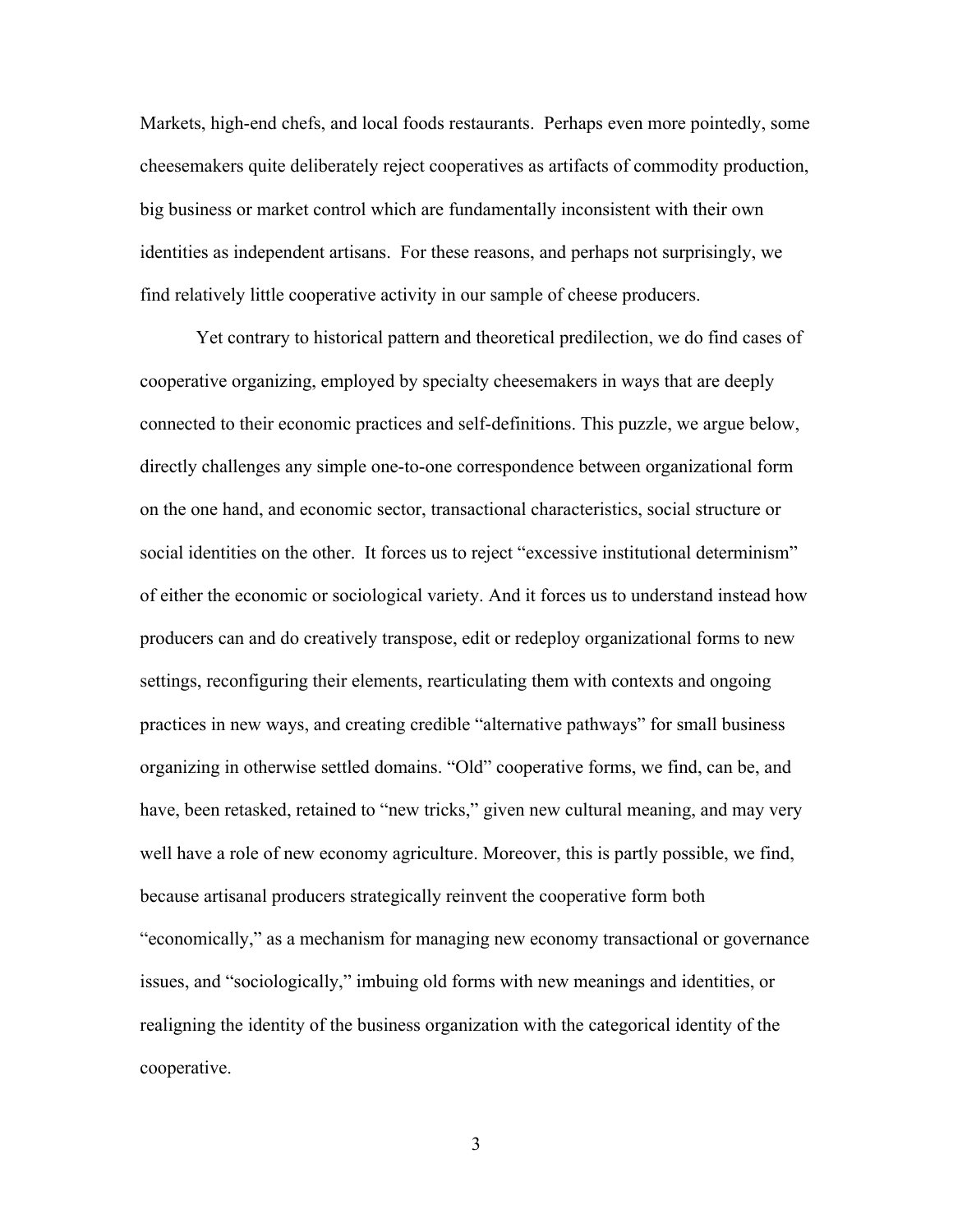Markets, high-end chefs, and local foods restaurants. Perhaps even more pointedly, some cheesemakers quite deliberately reject cooperatives as artifacts of commodity production, big business or market control which are fundamentally inconsistent with their own identities as independent artisans. For these reasons, and perhaps not surprisingly, we find relatively little cooperative activity in our sample of cheese producers.

Yet contrary to historical pattern and theoretical predilection, we do find cases of cooperative organizing, employed by specialty cheesemakers in ways that are deeply connected to their economic practices and self-definitions. This puzzle, we argue below, directly challenges any simple one-to-one correspondence between organizational form on the one hand, and economic sector, transactional characteristics, social structure or social identities on the other. It forces us to reject "excessive institutional determinism" of either the economic or sociological variety. And it forces us to understand instead how producers can and do creatively transpose, edit or redeploy organizational forms to new settings, reconfiguring their elements, rearticulating them with contexts and ongoing practices in new ways, and creating credible "alternative pathways" for small business organizing in otherwise settled domains. "Old" cooperative forms, we find, can be, and have, been retasked, retained to "new tricks," given new cultural meaning, and may very well have a role of new economy agriculture. Moreover, this is partly possible, we find, because artisanal producers strategically reinvent the cooperative form both "economically," as a mechanism for managing new economy transactional or governance issues, and "sociologically," imbuing old forms with new meanings and identities, or realigning the identity of the business organization with the categorical identity of the cooperative.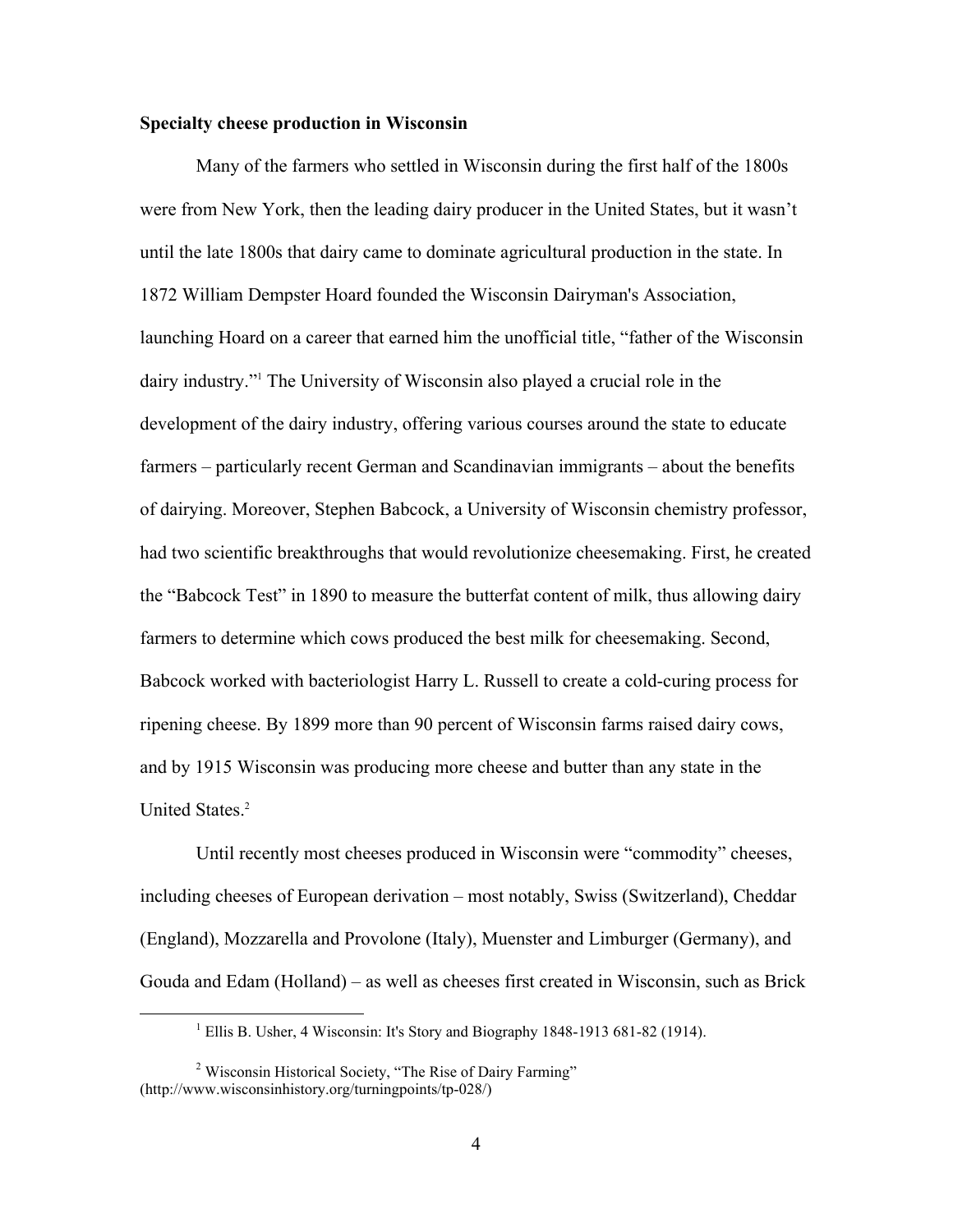**Specialty cheese production in Wisconsin**

Many of the farmers who settled in Wisconsin during the first half of the 1800s were from New York, then the leading dairy producer in the United States, but it wasn't until the late 1800s that dairy came to dominate agricultural production in the state. In 1872 William Dempster Hoard founded the Wisconsin Dairyman's Association, launching Hoard on a career that earned him the unofficial title, "father of the Wisconsin dairy industry."[1] The University of Wisconsin also played a crucial role in the development of the dairy industry, offering various courses around the state to educate farmers – particularly recent German and Scandinavian immigrants – about the benefits of dairying. Moreover, Stephen Babcock, a University of Wisconsin chemistry professor, had two scientific breakthroughs that would revolutionize cheesemaking. First, he created the "Babcock Test" in 1890 to measure the butterfat content of milk, thus allowing dairy farmers to determine which cows produced the best milk for cheesemaking. Second, Babcock worked with bacteriologist Harry L. Russell to create a cold-curing process for ripening cheese. By 1899 more than 90 percent of Wisconsin farms raised dairy cows, and by 1915 Wisconsin was producing more cheese and butter than any state in the United States.[2]

Until recently most cheeses produced in Wisconsin were "commodity" cheeses, including cheeses of European derivation – most notably, Swiss (Switzerland), Cheddar (England), Mozzarella and Provolone (Italy), Muenster and Limburger (Germany), and Gouda and Edam (Holland) – as well as cheeses first created in Wisconsin, such as Brick

---

[1] Ellis B. Usher, 4 Wisconsin: It's Story and Biography 1848-1913 681-82 (1914).

[2] Wisconsin Historical Society, "The Rise of Dairy Farming" (http://www.wisconsinhistory.org/turningpoints/tp-028/)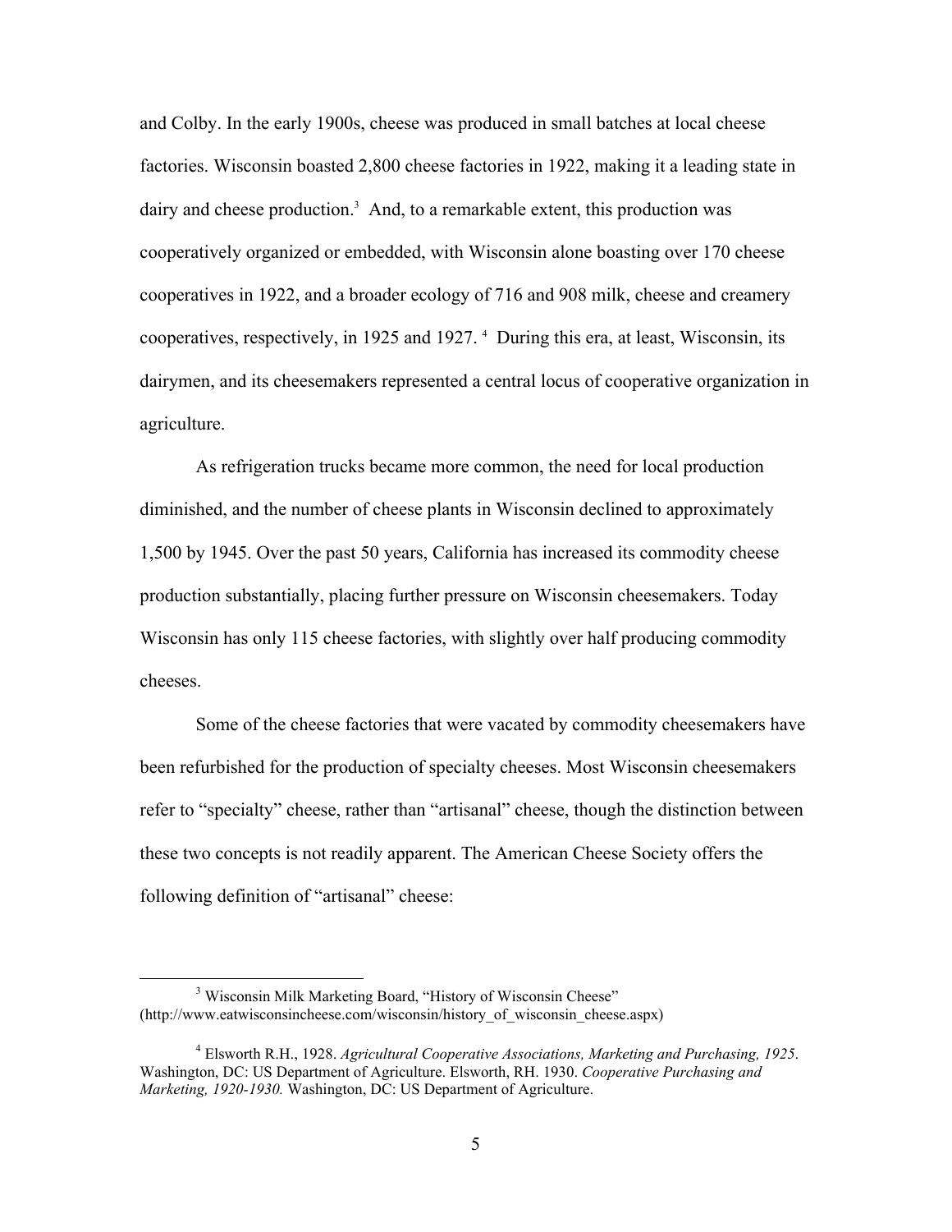and Colby. In the early 1900s, cheese was produced in small batches at local cheese factories. Wisconsin boasted 2,800 cheese factories in 1922, making it a leading state in dairy and cheese production.[3] And, to a remarkable extent, this production was cooperatively organized or embedded, with Wisconsin alone boasting over 170 cheese cooperatives in 1922, and a broader ecology of 716 and 908 milk, cheese and creamery cooperatives, respectively, in 1925 and 1927.[4] During this era, at least, Wisconsin, its dairymen, and its cheesemakers represented a central locus of cooperative organization in agriculture.

As refrigeration trucks became more common, the need for local production diminished, and the number of cheese plants in Wisconsin declined to approximately 1,500 by 1945. Over the past 50 years, California has increased its commodity cheese production substantially, placing further pressure on Wisconsin cheesemakers. Today Wisconsin has only 115 cheese factories, with slightly over half producing commodity cheeses.

Some of the cheese factories that were vacated by commodity cheesemakers have been refurbished for the production of specialty cheeses. Most Wisconsin cheesemakers refer to "specialty" cheese, rather than "artisanal" cheese, though the distinction between these two concepts is not readily apparent. The American Cheese Society offers the following definition of "artisanal" cheese:

---

[3] Wisconsin Milk Marketing Board, "History of Wisconsin Cheese" (http://www.eatwisconsincheese.com/wisconsin/history_of_wisconsin_cheese.aspx)

[4] Elsworth R.H., 1928. *Agricultural Cooperative Associations, Marketing and Purchasing, 1925*. Washington, DC: US Department of Agriculture. Elsworth, RH. 1930. *Cooperative Purchasing and Marketing, 1920-1930.* Washington, DC: US Department of Agriculture.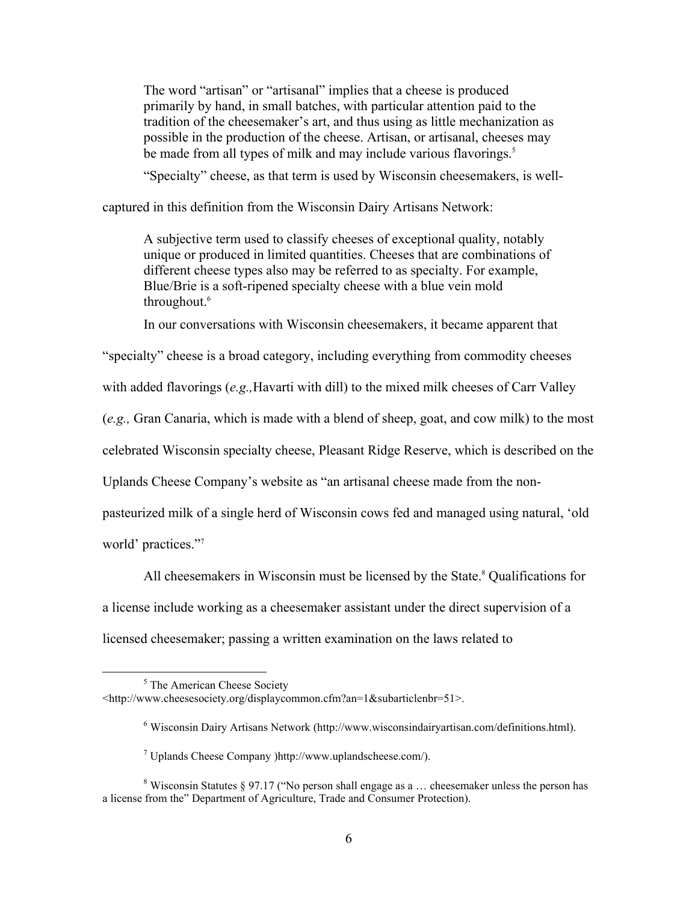> The word "artisan" or "artisanal" implies that a cheese is produced primarily by hand, in small batches, with particular attention paid to the tradition of the cheesemaker's art, and thus using as little mechanization as possible in the production of the cheese. Artisan, or artisanal, cheeses may be made from all types of milk and may include various flavorings.[5]

"Specialty" cheese, as that term is used by Wisconsin cheesemakers, is well-captured in this definition from the Wisconsin Dairy Artisans Network:

> A subjective term used to classify cheeses of exceptional quality, notably unique or produced in limited quantities. Cheeses that are combinations of different cheese types also may be referred to as specialty. For example, Blue/Brie is a soft-ripened specialty cheese with a blue vein mold throughout.[6]

In our conversations with Wisconsin cheesemakers, it became apparent that "specialty" cheese is a broad category, including everything from commodity cheeses with added flavorings (*e.g.,* Havarti with dill) to the mixed milk cheeses of Carr Valley (*e.g.,* Gran Canaria, which is made with a blend of sheep, goat, and cow milk) to the most celebrated Wisconsin specialty cheese, Pleasant Ridge Reserve, which is described on the Uplands Cheese Company's website as "an artisanal cheese made from the non-pasteurized milk of a single herd of Wisconsin cows fed and managed using natural, 'old world' practices."[7]

All cheesemakers in Wisconsin must be licensed by the State.[8] Qualifications for a license include working as a cheesemaker assistant under the direct supervision of a licensed cheesemaker; passing a written examination on the laws related to

---

[5] The American Cheese Society <http://www.cheesesociety.org/displaycommon.cfm?an=1&subarticlenbr=51>.

[6] Wisconsin Dairy Artisans Network (http://www.wisconsindairyartisan.com/definitions.html).

[7] Uplands Cheese Company )http://www.uplandscheese.com/).

[8] Wisconsin Statutes § 97.17 ("No person shall engage as a … cheesemaker unless the person has a license from the" Department of Agriculture, Trade and Consumer Protection).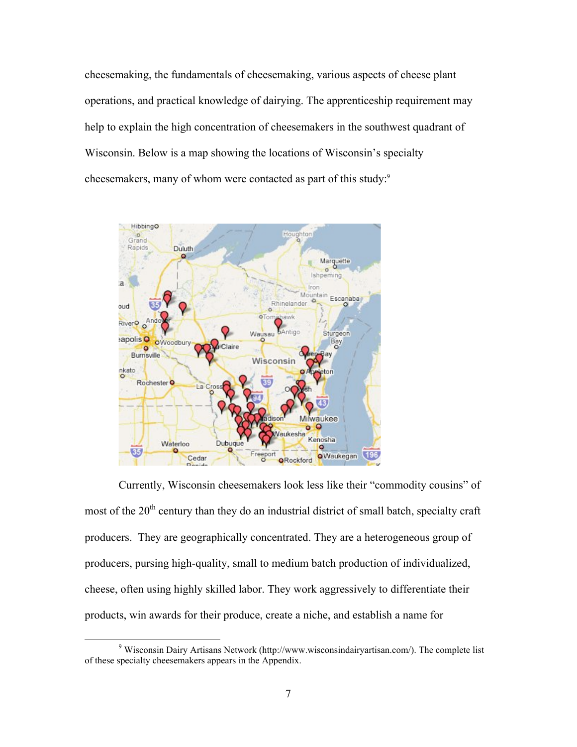cheesemaking, the fundamentals of cheesemaking, various aspects of cheese plant operations, and practical knowledge of dairying. The apprenticeship requirement may help to explain the high concentration of cheesemakers in the southwest quadrant of Wisconsin. Below is a map showing the locations of Wisconsin's specialty cheesemakers, many of whom were contacted as part of this study:[9]

Currently, Wisconsin cheesemakers look less like their "commodity cousins" of most of the 20th century than they do an industrial district of small batch, specialty craft producers. They are geographically concentrated. They are a heterogeneous group of producers, pursing high-quality, small to medium batch production of individualized, cheese, often using highly skilled labor. They work aggressively to differentiate their products, win awards for their produce, create a niche, and establish a name for

[9] Wisconsin Dairy Artisans Network (http://www.wisconsindairyartisan.com/). The complete list of these specialty cheesemakers appears in the Appendix.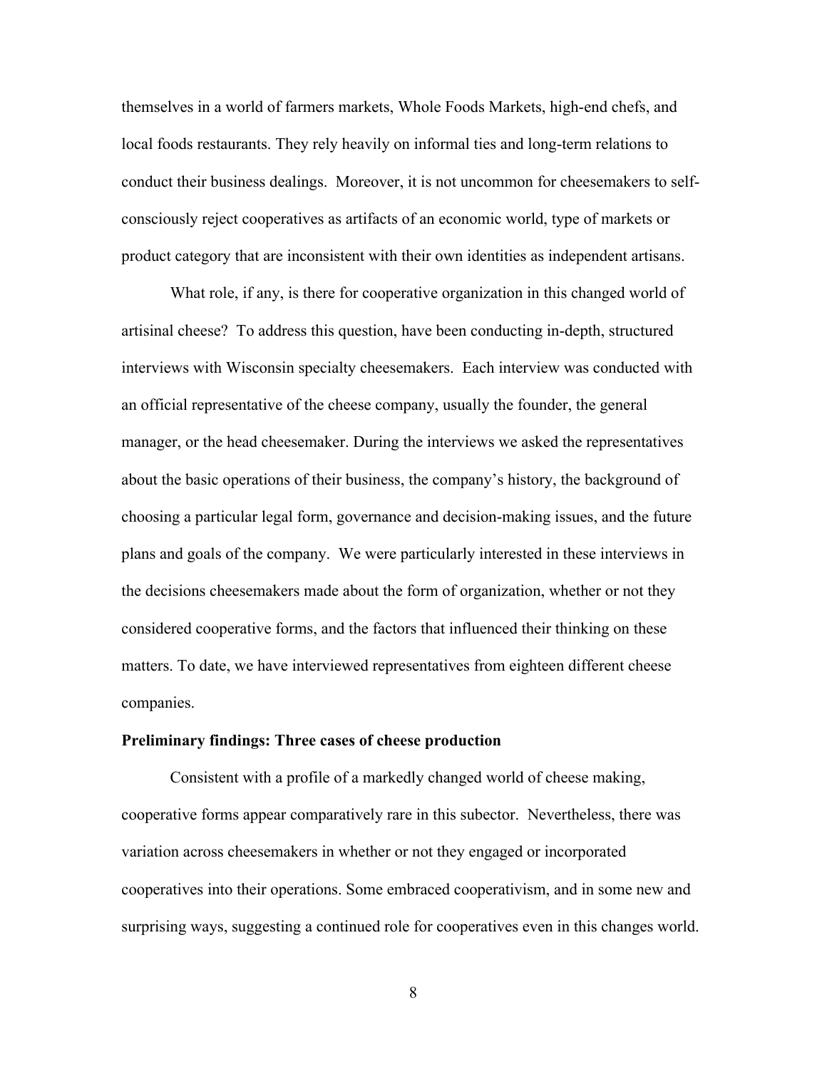themselves in a world of farmers markets, Whole Foods Markets, high-end chefs, and local foods restaurants. They rely heavily on informal ties and long-term relations to conduct their business dealings. Moreover, it is not uncommon for cheesemakers to self-consciously reject cooperatives as artifacts of an economic world, type of markets or product category that are inconsistent with their own identities as independent artisans.

What role, if any, is there for cooperative organization in this changed world of artisinal cheese? To address this question, have been conducting in-depth, structured interviews with Wisconsin specialty cheesemakers. Each interview was conducted with an official representative of the cheese company, usually the founder, the general manager, or the head cheesemaker. During the interviews we asked the representatives about the basic operations of their business, the company's history, the background of choosing a particular legal form, governance and decision-making issues, and the future plans and goals of the company. We were particularly interested in these interviews in the decisions cheesemakers made about the form of organization, whether or not they considered cooperative forms, and the factors that influenced their thinking on these matters. To date, we have interviewed representatives from eighteen different cheese companies.

**Preliminary findings: Three cases of cheese production**

Consistent with a profile of a markedly changed world of cheese making, cooperative forms appear comparatively rare in this subector. Nevertheless, there was variation across cheesemakers in whether or not they engaged or incorporated cooperatives into their operations. Some embraced cooperativism, and in some new and surprising ways, suggesting a continued role for cooperatives even in this changes world.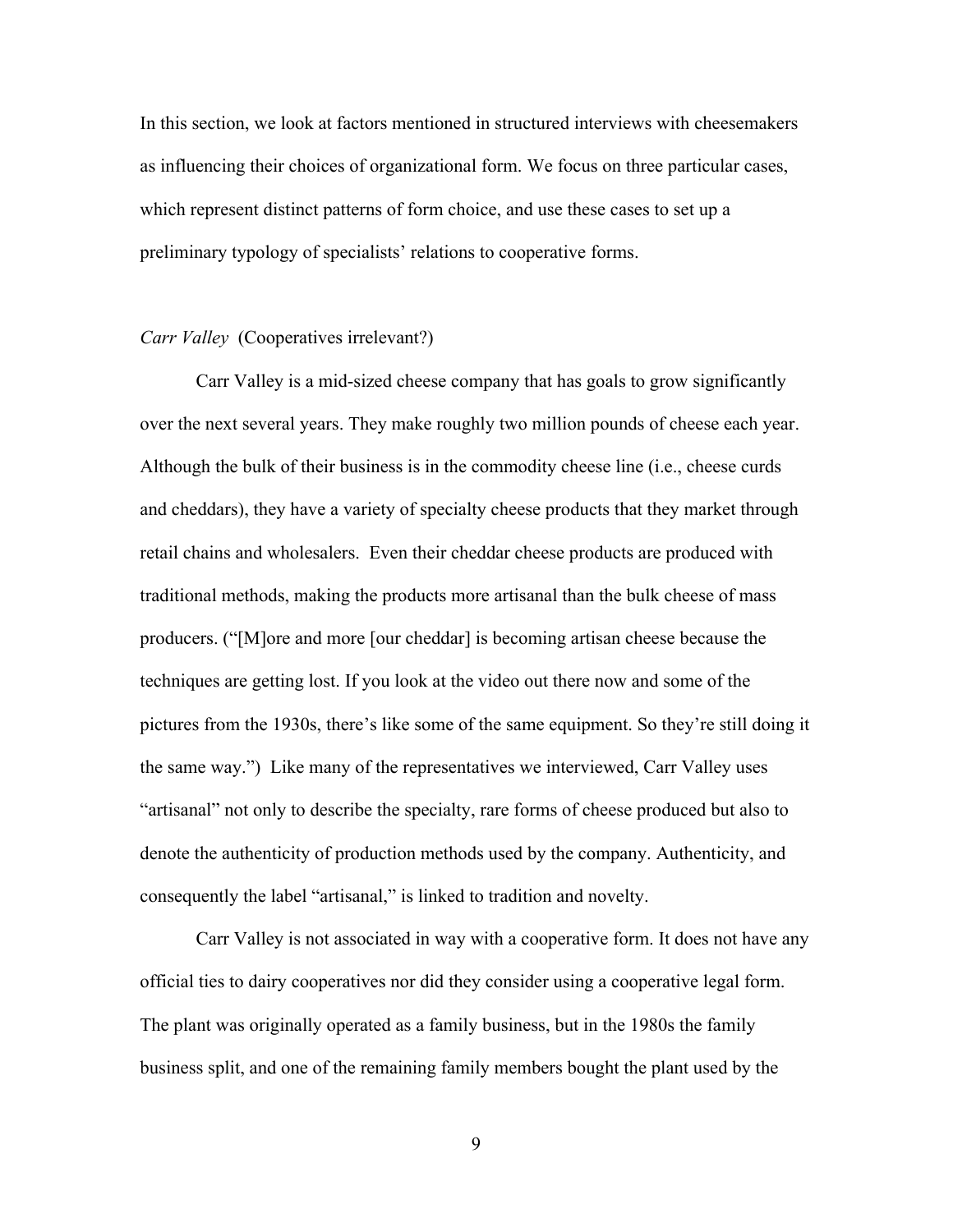In this section, we look at factors mentioned in structured interviews with cheesemakers as influencing their choices of organizational form. We focus on three particular cases, which represent distinct patterns of form choice, and use these cases to set up a preliminary typology of specialists' relations to cooperative forms.

*Carr Valley* (Cooperatives irrelevant?)

Carr Valley is a mid-sized cheese company that has goals to grow significantly over the next several years. They make roughly two million pounds of cheese each year. Although the bulk of their business is in the commodity cheese line (i.e., cheese curds and cheddars), they have a variety of specialty cheese products that they market through retail chains and wholesalers. Even their cheddar cheese products are produced with traditional methods, making the products more artisanal than the bulk cheese of mass producers. ("[M]ore and more [our cheddar] is becoming artisan cheese because the techniques are getting lost. If you look at the video out there now and some of the pictures from the 1930s, there's like some of the same equipment. So they're still doing it the same way.") Like many of the representatives we interviewed, Carr Valley uses "artisanal" not only to describe the specialty, rare forms of cheese produced but also to denote the authenticity of production methods used by the company. Authenticity, and consequently the label "artisanal," is linked to tradition and novelty.

Carr Valley is not associated in way with a cooperative form. It does not have any official ties to dairy cooperatives nor did they consider using a cooperative legal form. The plant was originally operated as a family business, but in the 1980s the family business split, and one of the remaining family members bought the plant used by the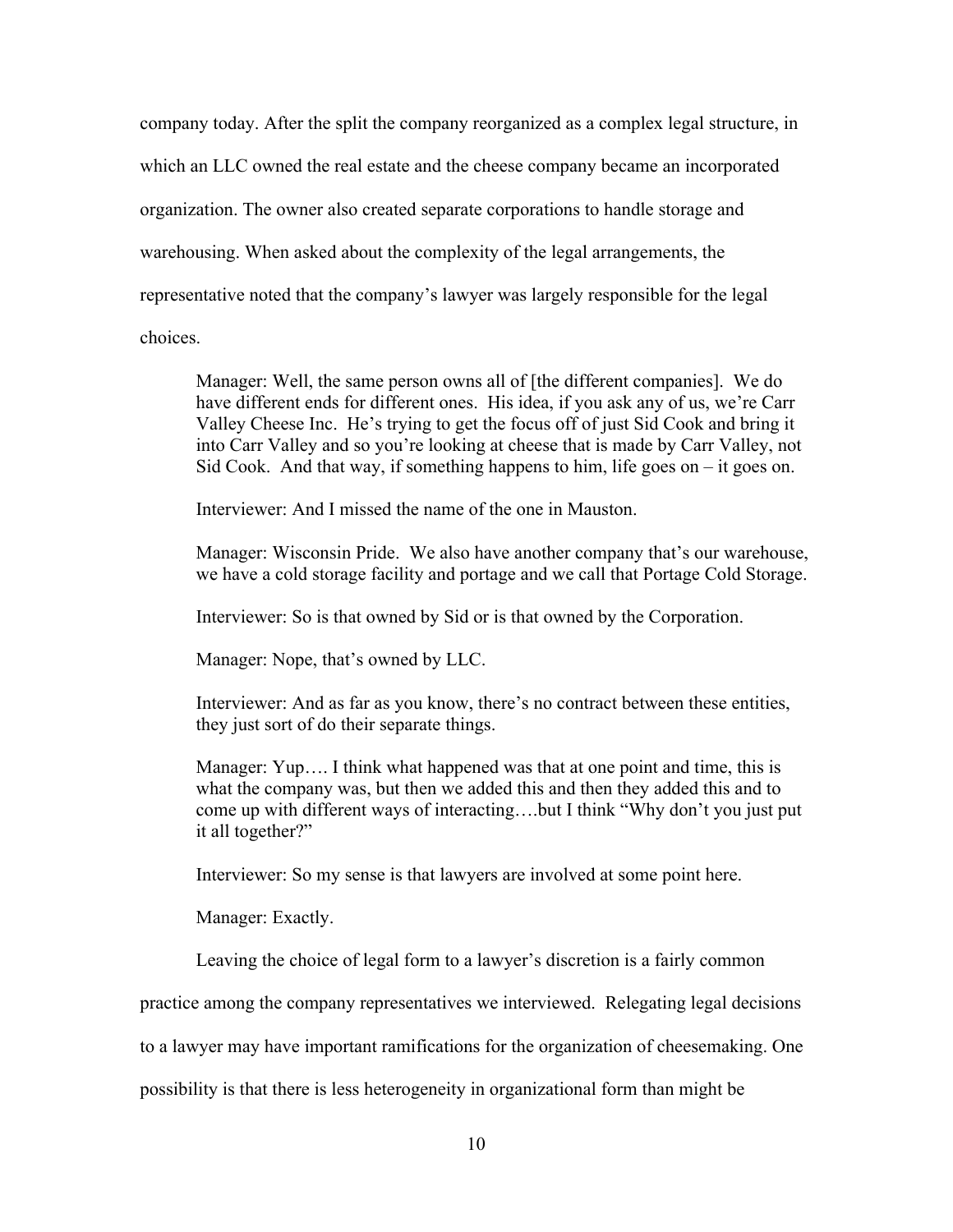company today. After the split the company reorganized as a complex legal structure, in which an LLC owned the real estate and the cheese company became an incorporated organization. The owner also created separate corporations to handle storage and warehousing. When asked about the complexity of the legal arrangements, the representative noted that the company's lawyer was largely responsible for the legal choices.

> Manager: Well, the same person owns all of [the different companies]. We do have different ends for different ones. His idea, if you ask any of us, we're Carr Valley Cheese Inc. He's trying to get the focus off of just Sid Cook and bring it into Carr Valley and so you're looking at cheese that is made by Carr Valley, not Sid Cook. And that way, if something happens to him, life goes on – it goes on.
>
> Interviewer: And I missed the name of the one in Mauston.
>
> Manager: Wisconsin Pride. We also have another company that's our warehouse, we have a cold storage facility and portage and we call that Portage Cold Storage.
>
> Interviewer: So is that owned by Sid or is that owned by the Corporation.
>
> Manager: Nope, that's owned by LLC.
>
> Interviewer: And as far as you know, there's no contract between these entities, they just sort of do their separate things.
>
> Manager: Yup…. I think what happened was that at one point and time, this is what the company was, but then we added this and then they added this and to come up with different ways of interacting….but I think "Why don't you just put it all together?"
>
> Interviewer: So my sense is that lawyers are involved at some point here.
>
> Manager: Exactly.

Leaving the choice of legal form to a lawyer's discretion is a fairly common practice among the company representatives we interviewed. Relegating legal decisions to a lawyer may have important ramifications for the organization of cheesemaking. One possibility is that there is less heterogeneity in organizational form than might be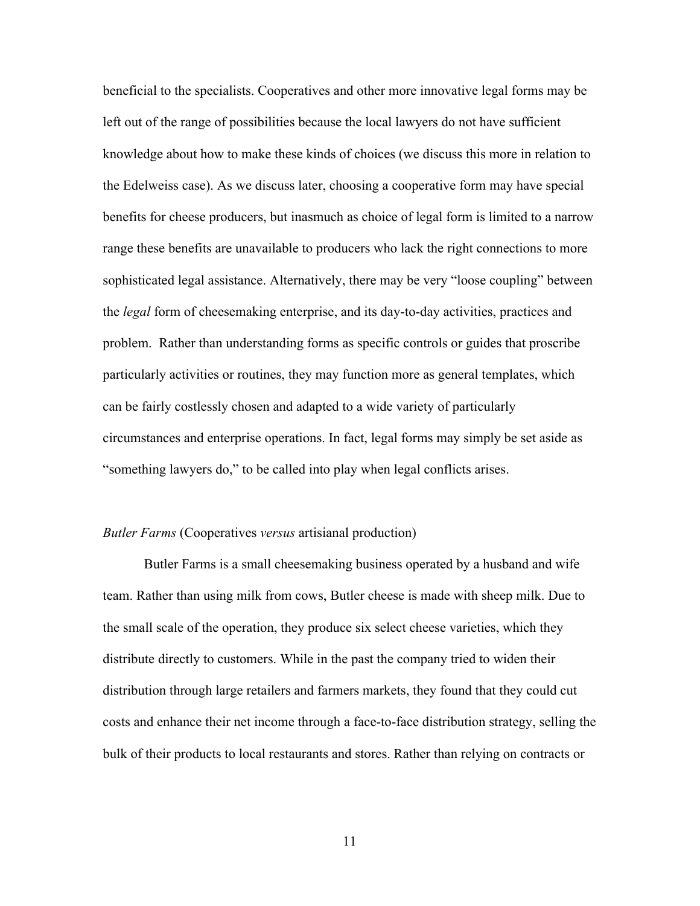beneficial to the specialists. Cooperatives and other more innovative legal forms may be left out of the range of possibilities because the local lawyers do not have sufficient knowledge about how to make these kinds of choices (we discuss this more in relation to the Edelweiss case). As we discuss later, choosing a cooperative form may have special benefits for cheese producers, but inasmuch as choice of legal form is limited to a narrow range these benefits are unavailable to producers who lack the right connections to more sophisticated legal assistance. Alternatively, there may be very "loose coupling" between the *legal* form of cheesemaking enterprise, and its day-to-day activities, practices and problem. Rather than understanding forms as specific controls or guides that proscribe particularly activities or routines, they may function more as general templates, which can be fairly costlessly chosen and adapted to a wide variety of particularly circumstances and enterprise operations. In fact, legal forms may simply be set aside as "something lawyers do," to be called into play when legal conflicts arises.

*Butler Farms* (Cooperatives *versus* artisianal production)

Butler Farms is a small cheesemaking business operated by a husband and wife team. Rather than using milk from cows, Butler cheese is made with sheep milk. Due to the small scale of the operation, they produce six select cheese varieties, which they distribute directly to customers. While in the past the company tried to widen their distribution through large retailers and farmers markets, they found that they could cut costs and enhance their net income through a face-to-face distribution strategy, selling the bulk of their products to local restaurants and stores. Rather than relying on contracts or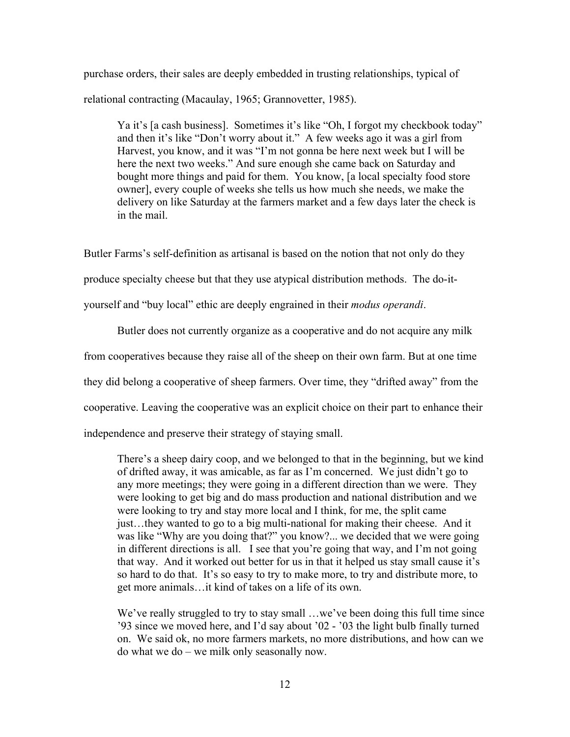purchase orders, their sales are deeply embedded in trusting relationships, typical of relational contracting (Macaulay, 1965; Grannovetter, 1985).

> Ya it's [a cash business]. Sometimes it's like "Oh, I forgot my checkbook today" and then it's like "Don't worry about it." A few weeks ago it was a girl from Harvest, you know, and it was "I'm not gonna be here next week but I will be here the next two weeks." And sure enough she came back on Saturday and bought more things and paid for them. You know, [a local specialty food store owner], every couple of weeks she tells us how much she needs, we make the delivery on like Saturday at the farmers market and a few days later the check is in the mail.

Butler Farms's self-definition as artisanal is based on the notion that not only do they produce specialty cheese but that they use atypical distribution methods. The do-it-yourself and "buy local" ethic are deeply engrained in their *modus operandi*.

Butler does not currently organize as a cooperative and do not acquire any milk from cooperatives because they raise all of the sheep on their own farm. But at one time they did belong a cooperative of sheep farmers. Over time, they "drifted away" from the cooperative. Leaving the cooperative was an explicit choice on their part to enhance their independence and preserve their strategy of staying small.

> There's a sheep dairy coop, and we belonged to that in the beginning, but we kind of drifted away, it was amicable, as far as I'm concerned. We just didn't go to any more meetings; they were going in a different direction than we were. They were looking to get big and do mass production and national distribution and we were looking to try and stay more local and I think, for me, the split came just…they wanted to go to a big multi-national for making their cheese. And it was like "Why are you doing that?" you know?... we decided that we were going in different directions is all. I see that you're going that way, and I'm not going that way. And it worked out better for us in that it helped us stay small cause it's so hard to do that. It's so easy to try to make more, to try and distribute more, to get more animals…it kind of takes on a life of its own.
>
> We've really struggled to try to stay small …we've been doing this full time since '93 since we moved here, and I'd say about '02 - '03 the light bulb finally turned on. We said ok, no more farmers markets, no more distributions, and how can we do what we do – we milk only seasonally now.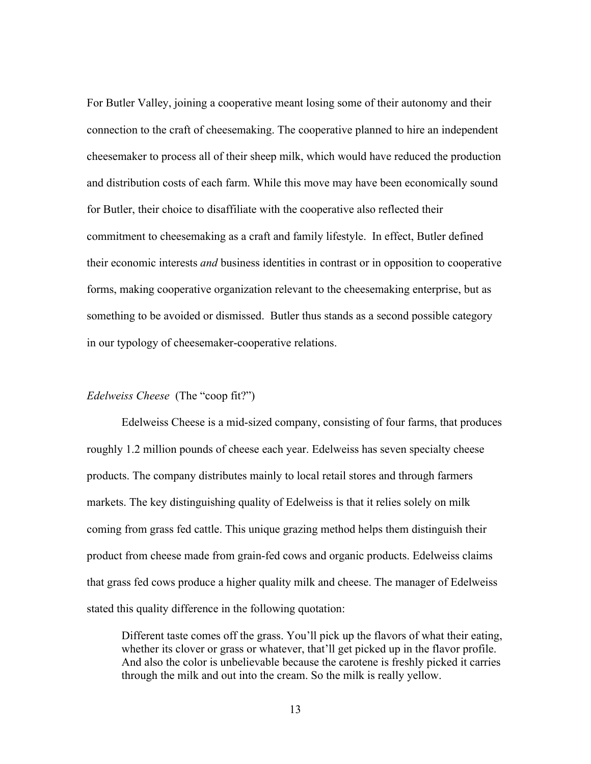For Butler Valley, joining a cooperative meant losing some of their autonomy and their connection to the craft of cheesemaking. The cooperative planned to hire an independent cheesemaker to process all of their sheep milk, which would have reduced the production and distribution costs of each farm. While this move may have been economically sound for Butler, their choice to disaffiliate with the cooperative also reflected their commitment to cheesemaking as a craft and family lifestyle. In effect, Butler defined their economic interests *and* business identities in contrast or in opposition to cooperative forms, making cooperative organization relevant to the cheesemaking enterprise, but as something to be avoided or dismissed. Butler thus stands as a second possible category in our typology of cheesemaker-cooperative relations.

### *Edelweiss Cheese* (The "coop fit?")

Edelweiss Cheese is a mid-sized company, consisting of four farms, that produces roughly 1.2 million pounds of cheese each year. Edelweiss has seven specialty cheese products. The company distributes mainly to local retail stores and through farmers markets. The key distinguishing quality of Edelweiss is that it relies solely on milk coming from grass fed cattle. This unique grazing method helps them distinguish their product from cheese made from grain-fed cows and organic products. Edelweiss claims that grass fed cows produce a higher quality milk and cheese. The manager of Edelweiss stated this quality difference in the following quotation:

> Different taste comes off the grass. You'll pick up the flavors of what their eating, whether its clover or grass or whatever, that'll get picked up in the flavor profile. And also the color is unbelievable because the carotene is freshly picked it carries through the milk and out into the cream. So the milk is really yellow.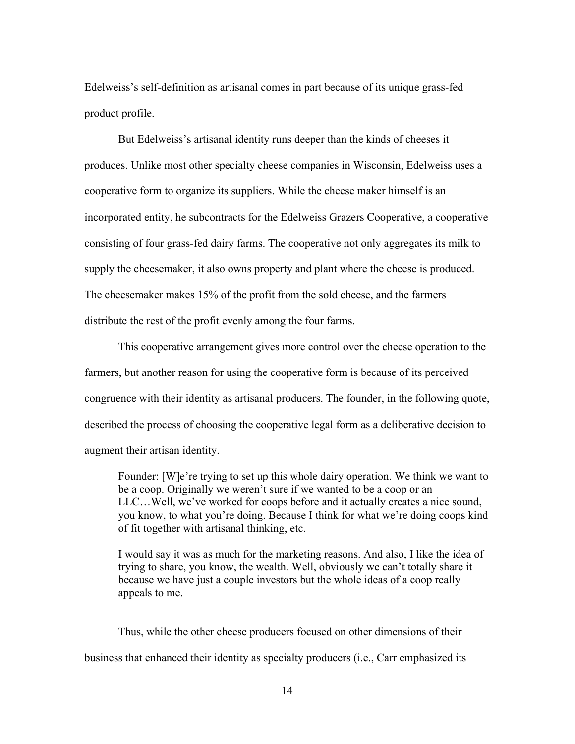Edelweiss's self-definition as artisanal comes in part because of its unique grass-fed product profile.

But Edelweiss's artisanal identity runs deeper than the kinds of cheeses it produces. Unlike most other specialty cheese companies in Wisconsin, Edelweiss uses a cooperative form to organize its suppliers. While the cheese maker himself is an incorporated entity, he subcontracts for the Edelweiss Grazers Cooperative, a cooperative consisting of four grass-fed dairy farms. The cooperative not only aggregates its milk to supply the cheesemaker, it also owns property and plant where the cheese is produced. The cheesemaker makes 15% of the profit from the sold cheese, and the farmers distribute the rest of the profit evenly among the four farms.

This cooperative arrangement gives more control over the cheese operation to the farmers, but another reason for using the cooperative form is because of its perceived congruence with their identity as artisanal producers. The founder, in the following quote, described the process of choosing the cooperative legal form as a deliberative decision to augment their artisan identity.

> Founder: [W]e're trying to set up this whole dairy operation. We think we want to be a coop. Originally we weren't sure if we wanted to be a coop or an LLC…Well, we've worked for coops before and it actually creates a nice sound, you know, to what you're doing. Because I think for what we're doing coops kind of fit together with artisanal thinking, etc.
>
> I would say it was as much for the marketing reasons. And also, I like the idea of trying to share, you know, the wealth. Well, obviously we can't totally share it because we have just a couple investors but the whole ideas of a coop really appeals to me.

Thus, while the other cheese producers focused on other dimensions of their business that enhanced their identity as specialty producers (i.e., Carr emphasized its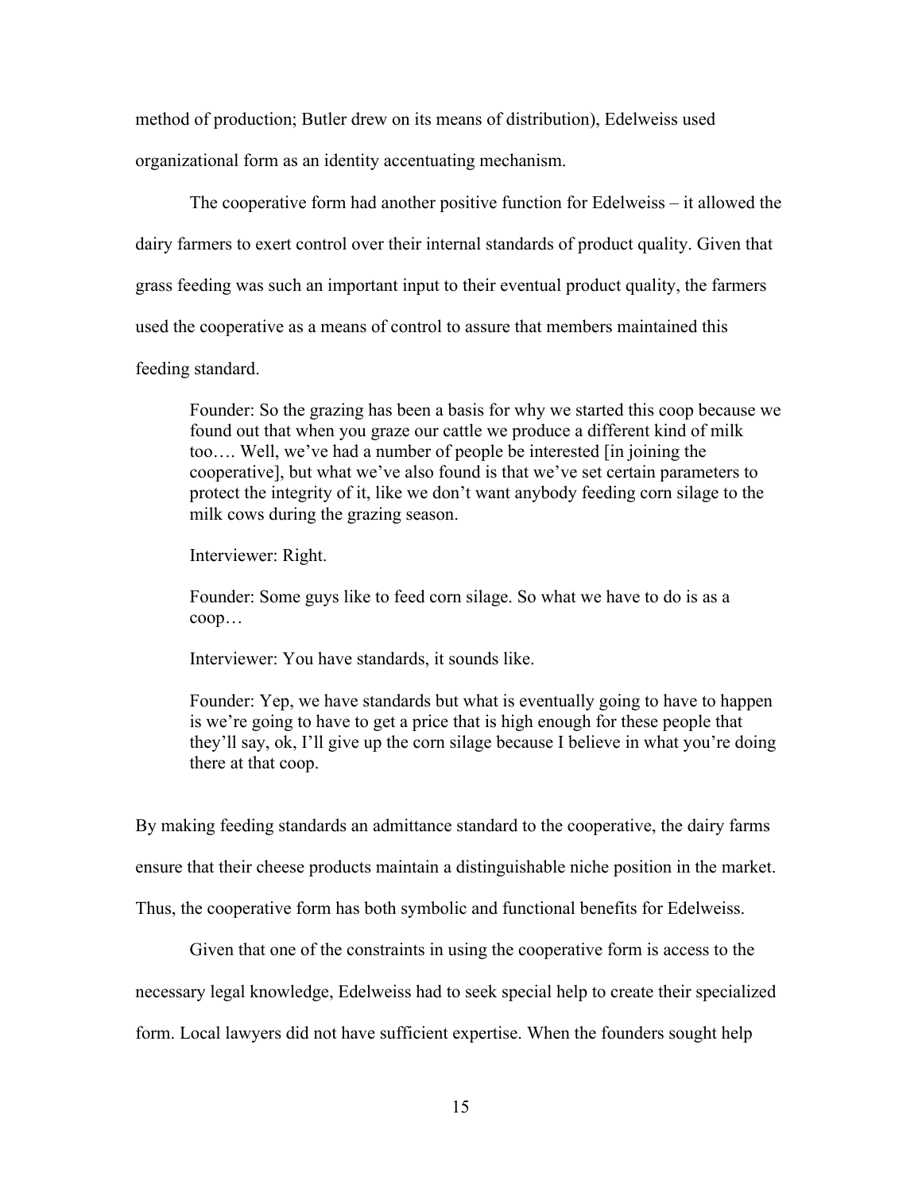method of production; Butler drew on its means of distribution), Edelweiss used organizational form as an identity accentuating mechanism.

The cooperative form had another positive function for Edelweiss – it allowed the dairy farmers to exert control over their internal standards of product quality. Given that grass feeding was such an important input to their eventual product quality, the farmers used the cooperative as a means of control to assure that members maintained this feeding standard.

> Founder: So the grazing has been a basis for why we started this coop because we found out that when you graze our cattle we produce a different kind of milk too…. Well, we've had a number of people be interested [in joining the cooperative], but what we've also found is that we've set certain parameters to protect the integrity of it, like we don't want anybody feeding corn silage to the milk cows during the grazing season.
>
> Interviewer: Right.
>
> Founder: Some guys like to feed corn silage. So what we have to do is as a coop…
>
> Interviewer: You have standards, it sounds like.
>
> Founder: Yep, we have standards but what is eventually going to have to happen is we're going to have to get a price that is high enough for these people that they'll say, ok, I'll give up the corn silage because I believe in what you're doing there at that coop.

By making feeding standards an admittance standard to the cooperative, the dairy farms ensure that their cheese products maintain a distinguishable niche position in the market. Thus, the cooperative form has both symbolic and functional benefits for Edelweiss.

Given that one of the constraints in using the cooperative form is access to the necessary legal knowledge, Edelweiss had to seek special help to create their specialized form. Local lawyers did not have sufficient expertise. When the founders sought help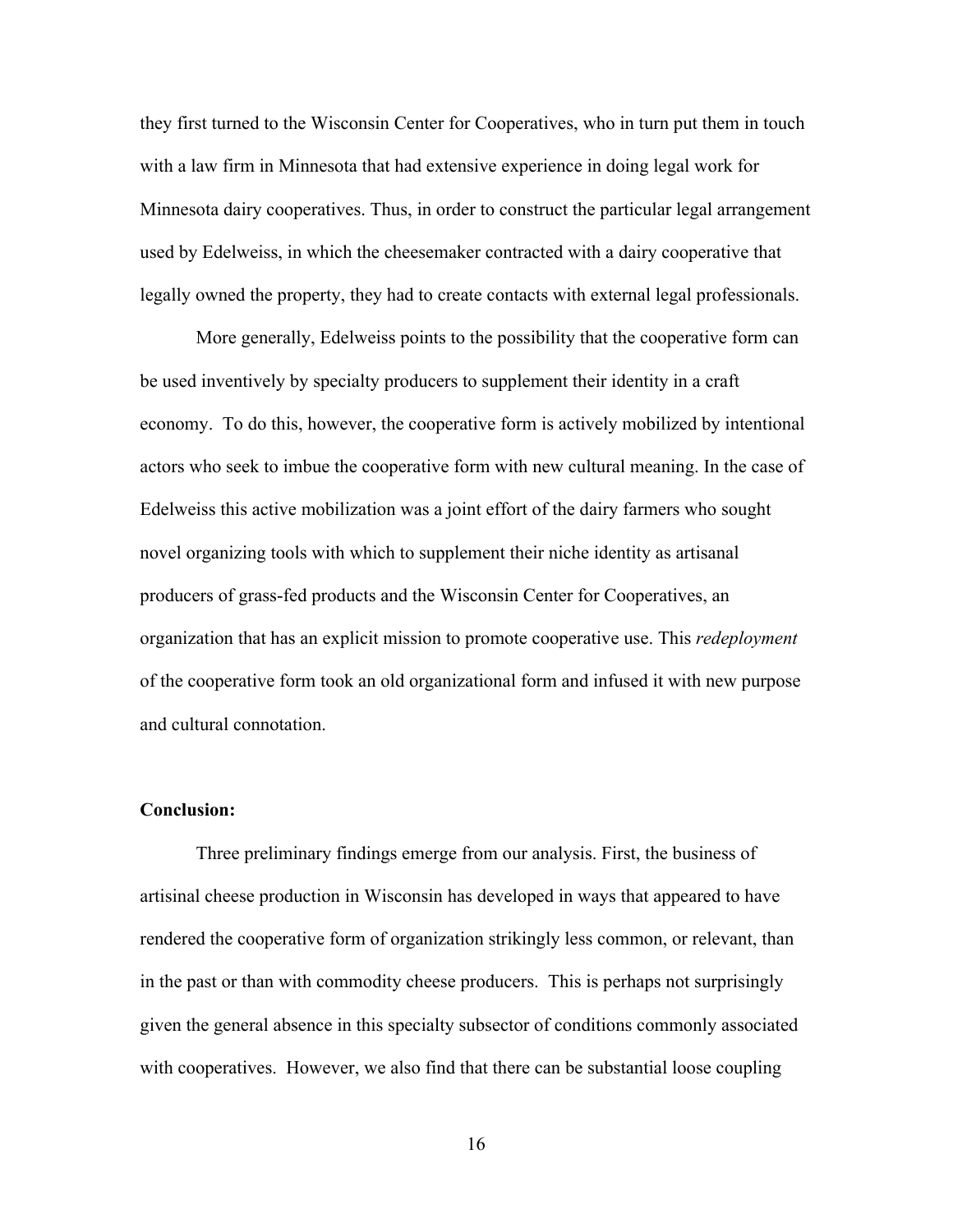they first turned to the Wisconsin Center for Cooperatives, who in turn put them in touch with a law firm in Minnesota that had extensive experience in doing legal work for Minnesota dairy cooperatives. Thus, in order to construct the particular legal arrangement used by Edelweiss, in which the cheesemaker contracted with a dairy cooperative that legally owned the property, they had to create contacts with external legal professionals.

More generally, Edelweiss points to the possibility that the cooperative form can be used inventively by specialty producers to supplement their identity in a craft economy. To do this, however, the cooperative form is actively mobilized by intentional actors who seek to imbue the cooperative form with new cultural meaning. In the case of Edelweiss this active mobilization was a joint effort of the dairy farmers who sought novel organizing tools with which to supplement their niche identity as artisanal producers of grass-fed products and the Wisconsin Center for Cooperatives, an organization that has an explicit mission to promote cooperative use. This *redeployment* of the cooperative form took an old organizational form and infused it with new purpose and cultural connotation.

**Conclusion:**

Three preliminary findings emerge from our analysis. First, the business of artisinal cheese production in Wisconsin has developed in ways that appeared to have rendered the cooperative form of organization strikingly less common, or relevant, than in the past or than with commodity cheese producers. This is perhaps not surprisingly given the general absence in this specialty subsector of conditions commonly associated with cooperatives. However, we also find that there can be substantial loose coupling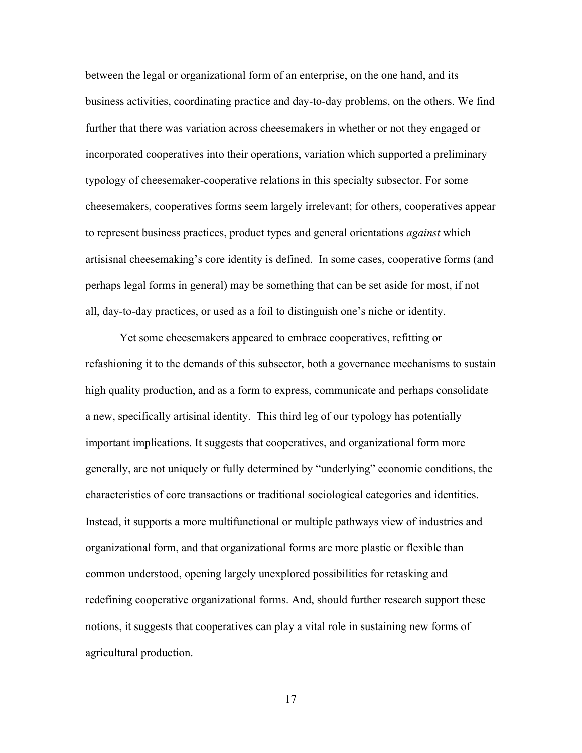between the legal or organizational form of an enterprise, on the one hand, and its business activities, coordinating practice and day-to-day problems, on the others. We find further that there was variation across cheesemakers in whether or not they engaged or incorporated cooperatives into their operations, variation which supported a preliminary typology of cheesemaker-cooperative relations in this specialty subsector. For some cheesemakers, cooperatives forms seem largely irrelevant; for others, cooperatives appear to represent business practices, product types and general orientations *against* which artisisnal cheesemaking's core identity is defined. In some cases, cooperative forms (and perhaps legal forms in general) may be something that can be set aside for most, if not all, day-to-day practices, or used as a foil to distinguish one's niche or identity.

Yet some cheesemakers appeared to embrace cooperatives, refitting or refashioning it to the demands of this subsector, both a governance mechanisms to sustain high quality production, and as a form to express, communicate and perhaps consolidate a new, specifically artisinal identity. This third leg of our typology has potentially important implications. It suggests that cooperatives, and organizational form more generally, are not uniquely or fully determined by "underlying" economic conditions, the characteristics of core transactions or traditional sociological categories and identities. Instead, it supports a more multifunctional or multiple pathways view of industries and organizational form, and that organizational forms are more plastic or flexible than common understood, opening largely unexplored possibilities for retasking and redefining cooperative organizational forms. And, should further research support these notions, it suggests that cooperatives can play a vital role in sustaining new forms of agricultural production.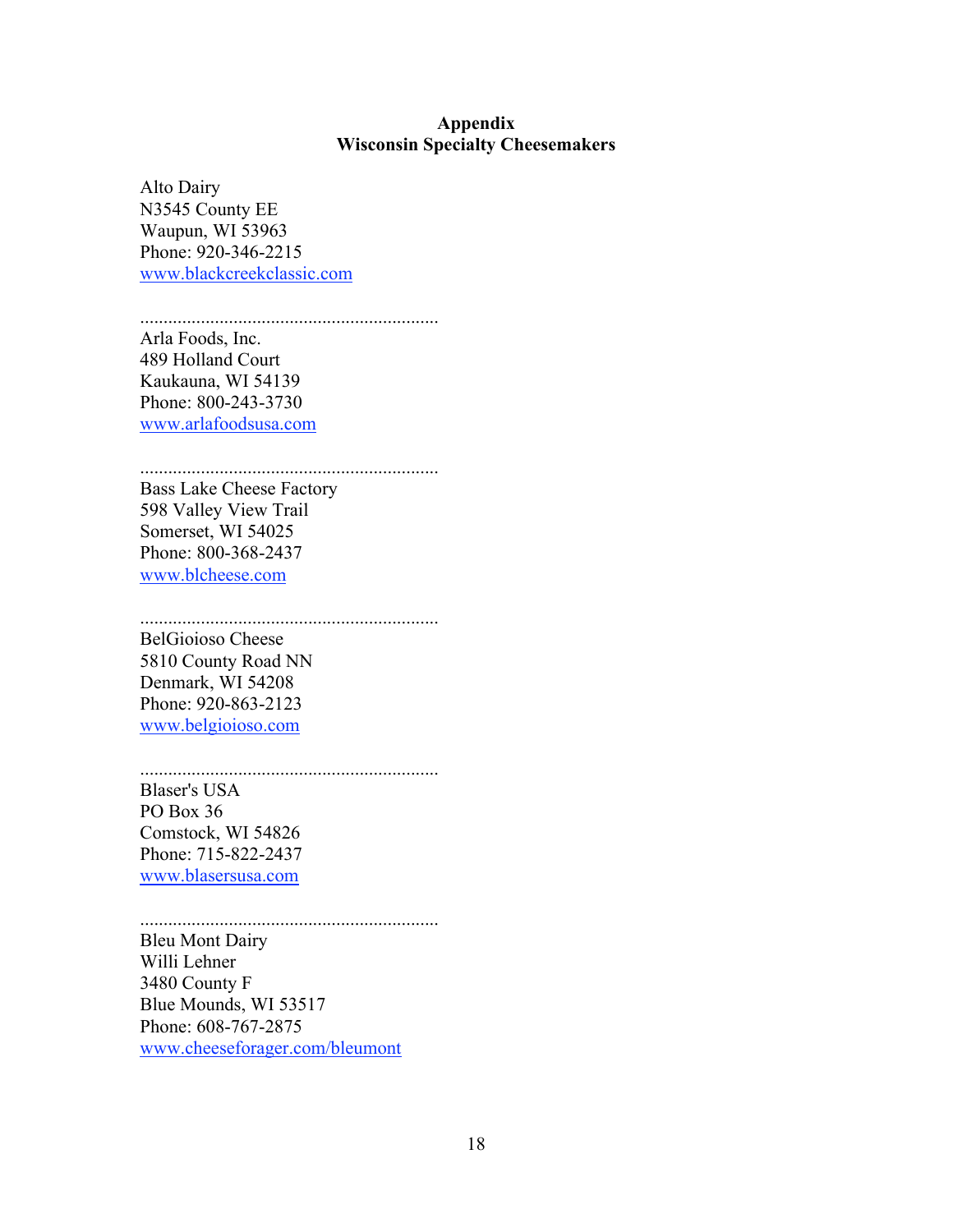# Appendix
## Wisconsin Specialty Cheesemakers

Alto Dairy
N3545 County EE
Waupun, WI 53963
Phone: 920-346-2215
www.blackcreekclassic.com

................................................................
Arla Foods, Inc.
489 Holland Court
Kaukauna, WI 54139
Phone: 800-243-3730
www.arlafoodsusa.com

................................................................
Bass Lake Cheese Factory
598 Valley View Trail
Somerset, WI 54025
Phone: 800-368-2437
www.blcheese.com

................................................................
BelGioioso Cheese
5810 County Road NN
Denmark, WI 54208
Phone: 920-863-2123
www.belgioioso.com

................................................................
Blaser's USA
PO Box 36
Comstock, WI 54826
Phone: 715-822-2437
www.blasersusa.com

................................................................
Bleu Mont Dairy
Willi Lehner
3480 County F
Blue Mounds, WI 53517
Phone: 608-767-2875
www.cheeseforager.com/bleumont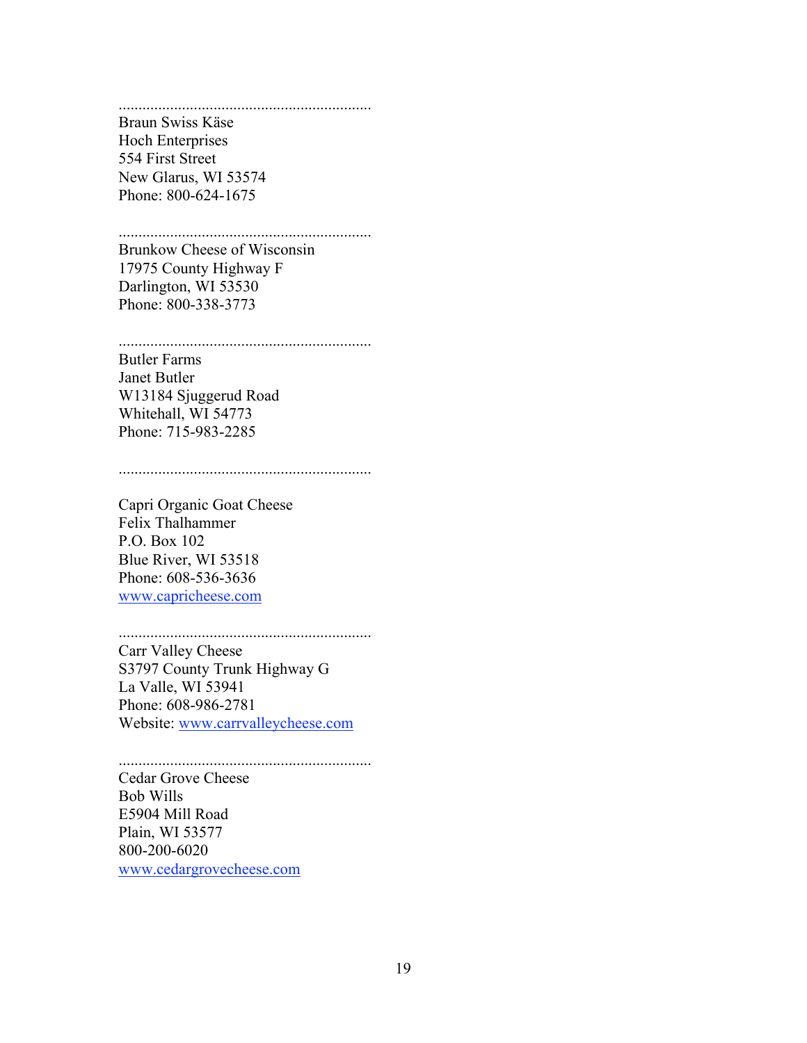................................................................
Braun Swiss Käse
Hoch Enterprises
554 First Street
New Glarus, WI 53574
Phone: 800-624-1675

................................................................
Brunkow Cheese of Wisconsin
17975 County Highway F
Darlington, WI 53530
Phone: 800-338-3773

................................................................
Butler Farms
Janet Butler
W13184 Sjuggerud Road
Whitehall, WI 54773
Phone: 715-983-2285

................................................................

Capri Organic Goat Cheese
Felix Thalhammer
P.O. Box 102
Blue River, WI 53518
Phone: 608-536-3636
www.capricheese.com

................................................................
Carr Valley Cheese
S3797 County Trunk Highway G
La Valle, WI 53941
Phone: 608-986-2781
Website: www.carrvalleycheese.com

................................................................
Cedar Grove Cheese
Bob Wills
E5904 Mill Road
Plain, WI 53577
800-200-6020
www.cedargrovecheese.com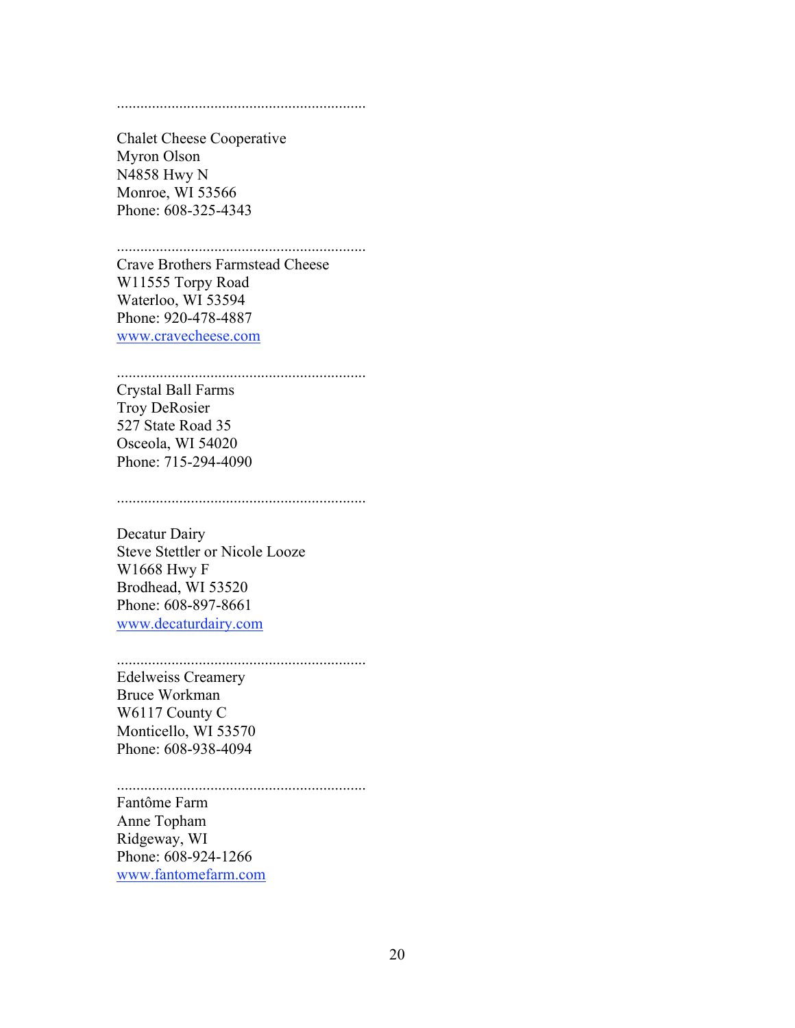...............................................................

Chalet Cheese Cooperative
Myron Olson
N4858 Hwy N
Monroe, WI 53566
Phone: 608-325-4343

...............................................................
Crave Brothers Farmstead Cheese
W11555 Torpy Road
Waterloo, WI 53594
Phone: 920-478-4887
www.cravecheese.com

...............................................................
Crystal Ball Farms
Troy DeRosier
527 State Road 35
Osceola, WI 54020
Phone: 715-294-4090

...............................................................

Decatur Dairy
Steve Stettler or Nicole Looze
W1668 Hwy F
Brodhead, WI 53520
Phone: 608-897-8661
www.decaturdairy.com

...............................................................
Edelweiss Creamery
Bruce Workman
W6117 County C
Monticello, WI 53570
Phone: 608-938-4094

...............................................................
Fantôme Farm
Anne Topham
Ridgeway, WI
Phone: 608-924-1266
www.fantomefarm.com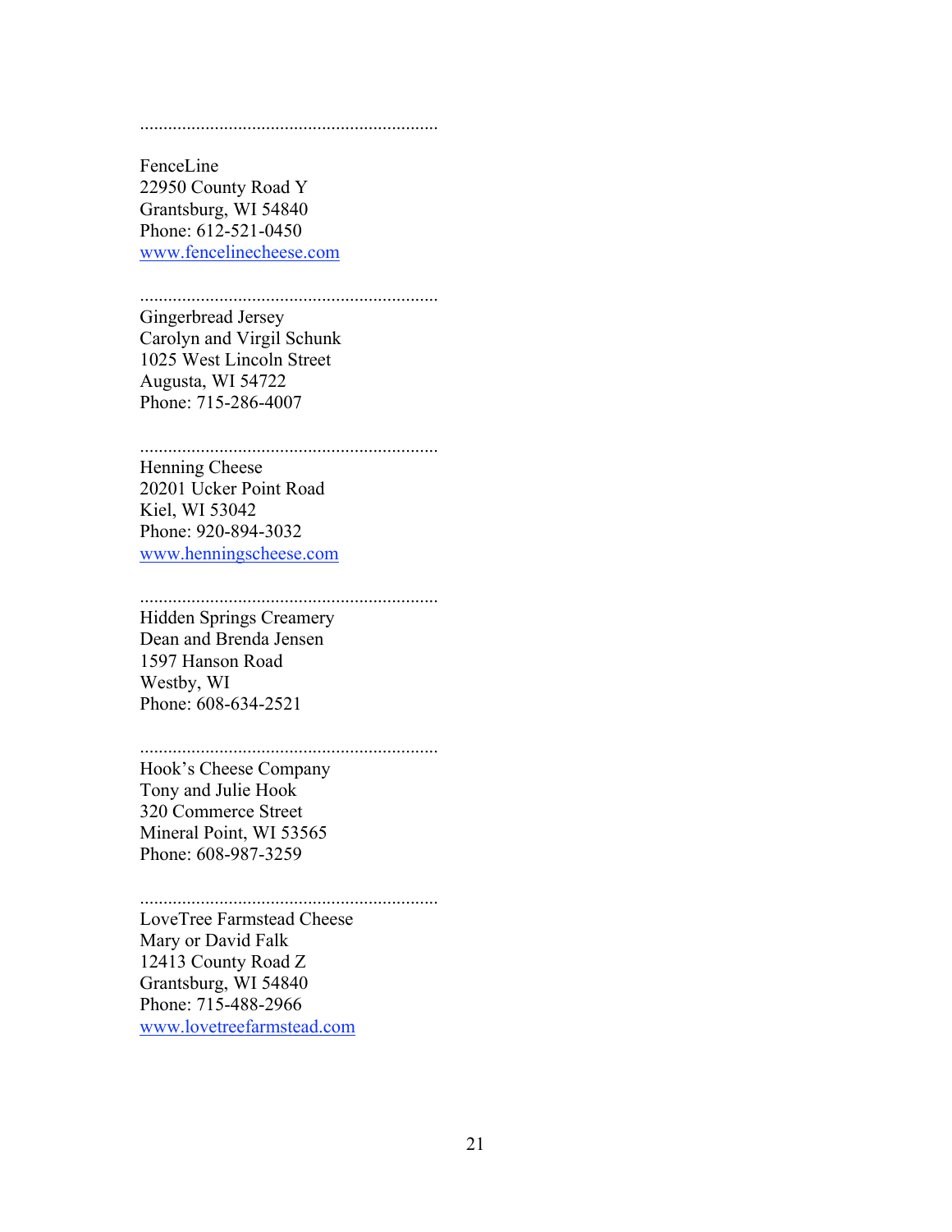...............................................................

FenceLine
22950 County Road Y
Grantsburg, WI 54840
Phone: 612-521-0450
www.fencelinecheese.com

...............................................................
Gingerbread Jersey
Carolyn and Virgil Schunk
1025 West Lincoln Street
Augusta, WI 54722
Phone: 715-286-4007

...............................................................
Henning Cheese
20201 Ucker Point Road
Kiel, WI 53042
Phone: 920-894-3032
www.henningscheese.com

...............................................................
Hidden Springs Creamery
Dean and Brenda Jensen
1597 Hanson Road
Westby, WI
Phone: 608-634-2521

...............................................................
Hook's Cheese Company
Tony and Julie Hook
320 Commerce Street
Mineral Point, WI 53565
Phone: 608-987-3259

...............................................................
LoveTree Farmstead Cheese
Mary or David Falk
12413 County Road Z
Grantsburg, WI 54840
Phone: 715-488-2966
www.lovetreefarmstead.com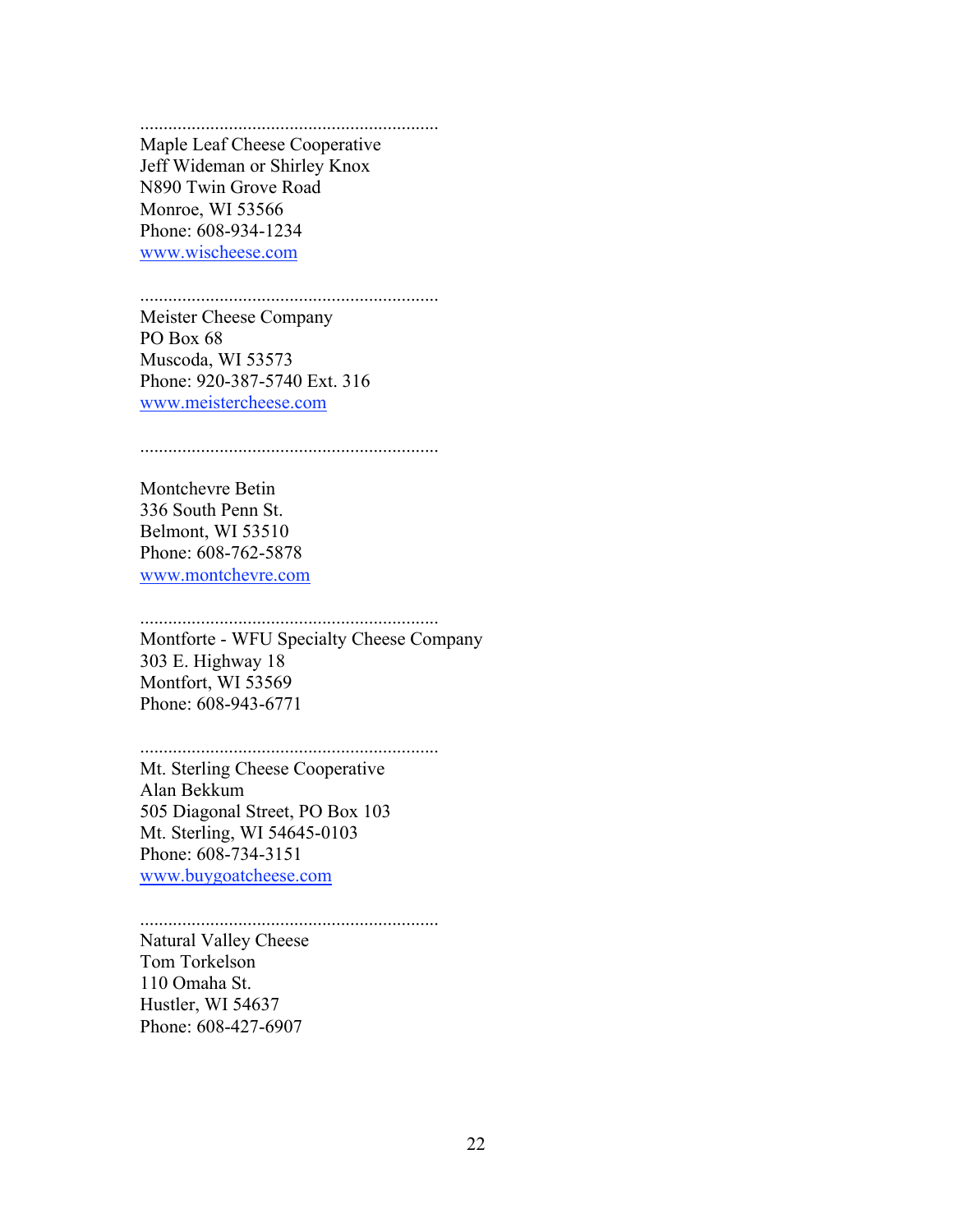...............................................................
Maple Leaf Cheese Cooperative
Jeff Wideman or Shirley Knox
N890 Twin Grove Road
Monroe, WI 53566
Phone: 608-934-1234
www.wischeese.com

...............................................................
Meister Cheese Company
PO Box 68
Muscoda, WI 53573
Phone: 920-387-5740 Ext. 316
www.meistercheese.com

...............................................................

Montchevre Betin
336 South Penn St.
Belmont, WI 53510
Phone: 608-762-5878
www.montchevre.com

...............................................................
Montforte - WFU Specialty Cheese Company
303 E. Highway 18
Montfort, WI 53569
Phone: 608-943-6771

...............................................................
Mt. Sterling Cheese Cooperative
Alan Bekkum
505 Diagonal Street, PO Box 103
Mt. Sterling, WI 54645-0103
Phone: 608-734-3151
www.buygoatcheese.com

...............................................................
Natural Valley Cheese
Tom Torkelson
110 Omaha St.
Hustler, WI 54637
Phone: 608-427-6907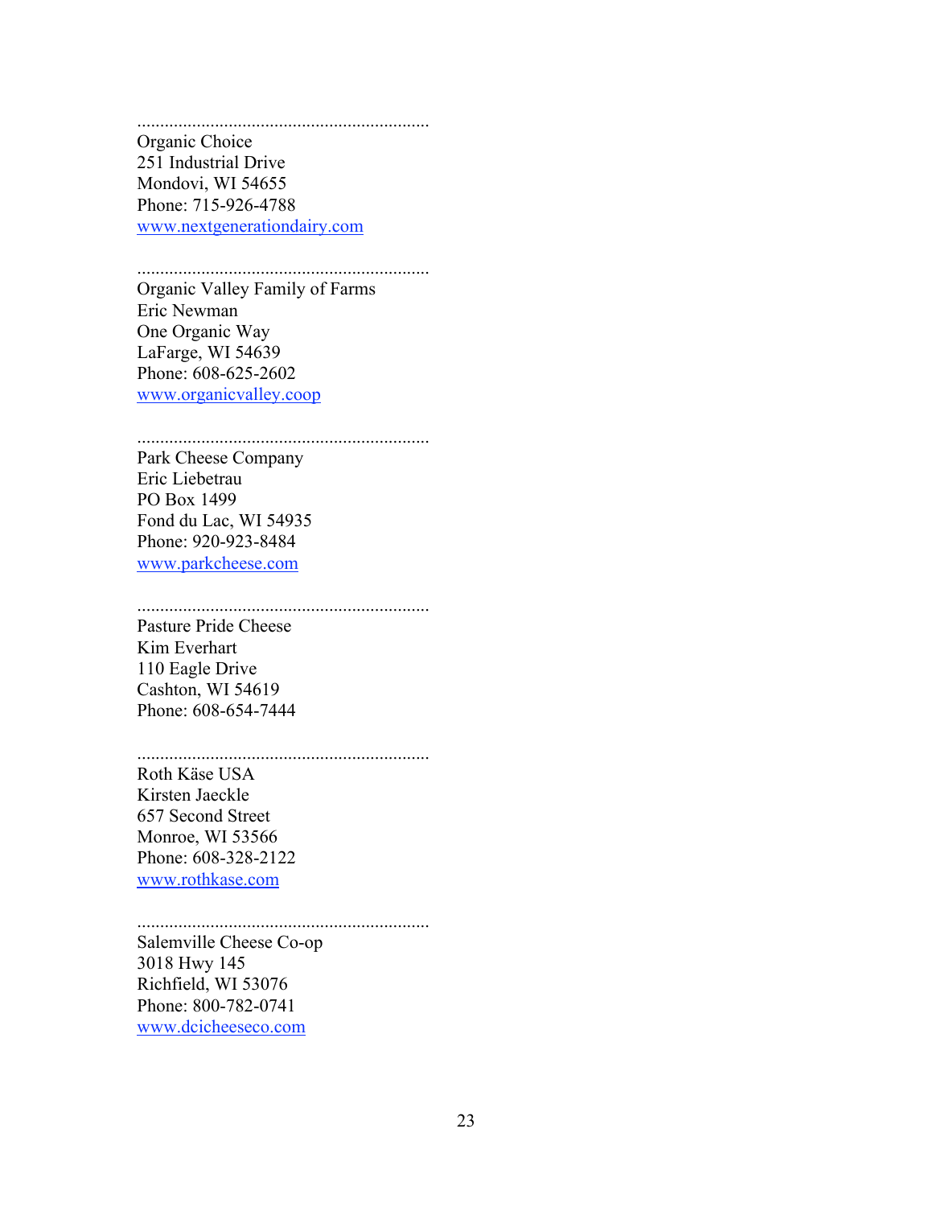...............................................................
Organic Choice
251 Industrial Drive
Mondovi, WI 54655
Phone: 715-926-4788
[www.nextgenerationdairy.com](http://www.nextgenerationdairy.com)

...............................................................
Organic Valley Family of Farms
Eric Newman
One Organic Way
LaFarge, WI 54639
Phone: 608-625-2602
[www.organicvalley.coop](http://www.organicvalley.coop)

...............................................................
Park Cheese Company
Eric Liebetrau
PO Box 1499
Fond du Lac, WI 54935
Phone: 920-923-8484
[www.parkcheese.com](http://www.parkcheese.com)

...............................................................
Pasture Pride Cheese
Kim Everhart
110 Eagle Drive
Cashton, WI 54619
Phone: 608-654-7444

...............................................................
Roth Käse USA
Kirsten Jaeckle
657 Second Street
Monroe, WI 53566
Phone: 608-328-2122
[www.rothkase.com](http://www.rothkase.com)

...............................................................
Salemville Cheese Co-op
3018 Hwy 145
Richfield, WI 53076
Phone: 800-782-0741
[www.dcicheeseco.com](http://www.dcicheeseco.com)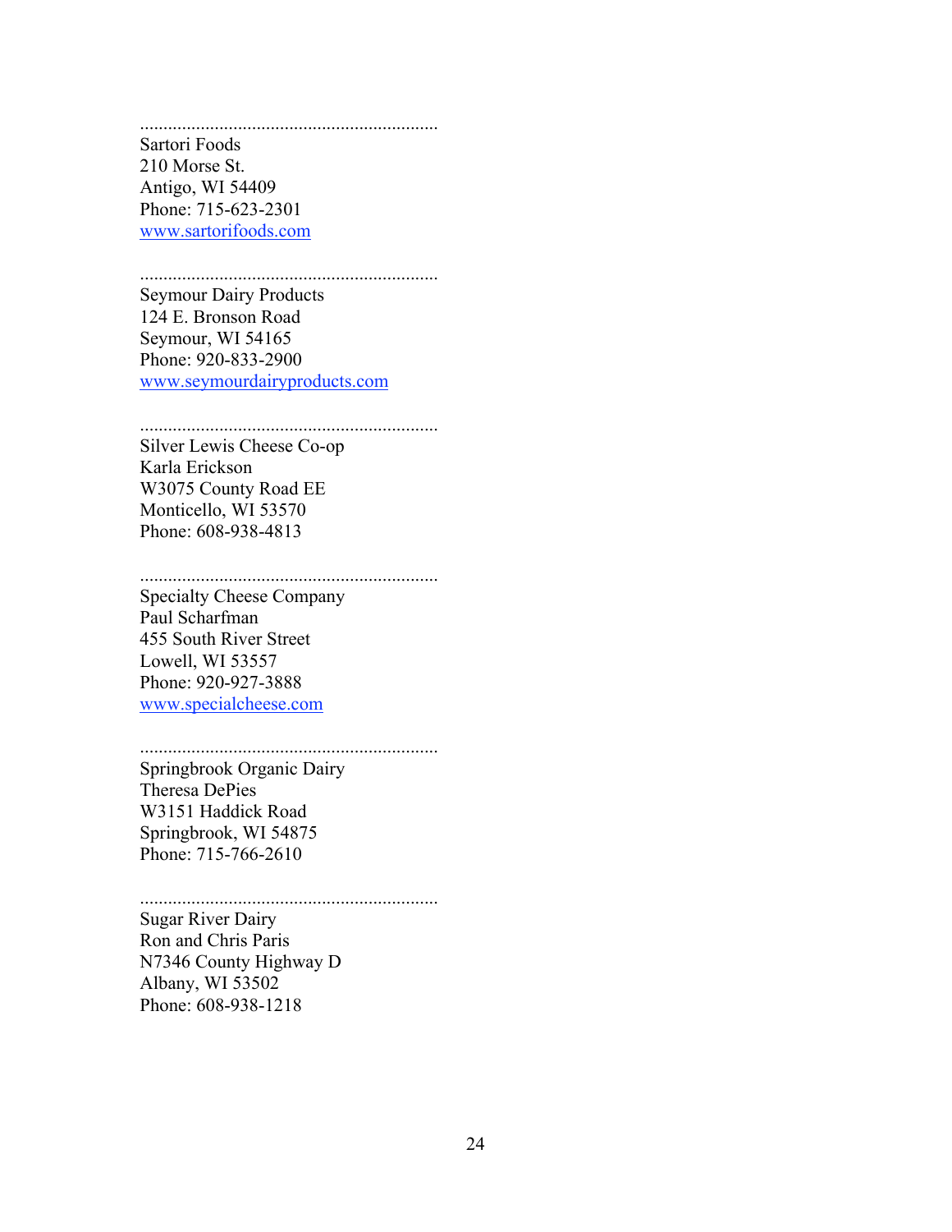...............................................................

Sartori Foods  
210 Morse St.  
Antigo, WI 54409  
Phone: 715-623-2301  
[www.sartorifoods.com](http://www.sartorifoods.com)

...............................................................

Seymour Dairy Products  
124 E. Bronson Road  
Seymour, WI 54165  
Phone: 920-833-2900  
[www.seymourdairyproducts.com](http://www.seymourdairyproducts.com)

...............................................................

Silver Lewis Cheese Co-op  
Karla Erickson  
W3075 County Road EE  
Monticello, WI 53570  
Phone: 608-938-4813

...............................................................

Specialty Cheese Company  
Paul Scharfman  
455 South River Street  
Lowell, WI 53557  
Phone: 920-927-3888  
[www.specialcheese.com](http://www.specialcheese.com)

...............................................................

Springbrook Organic Dairy  
Theresa DePies  
W3151 Haddick Road  
Springbrook, WI 54875  
Phone: 715-766-2610

...............................................................

Sugar River Dairy  
Ron and Chris Paris  
N7346 County Highway D  
Albany, WI 53502  
Phone: 608-938-1218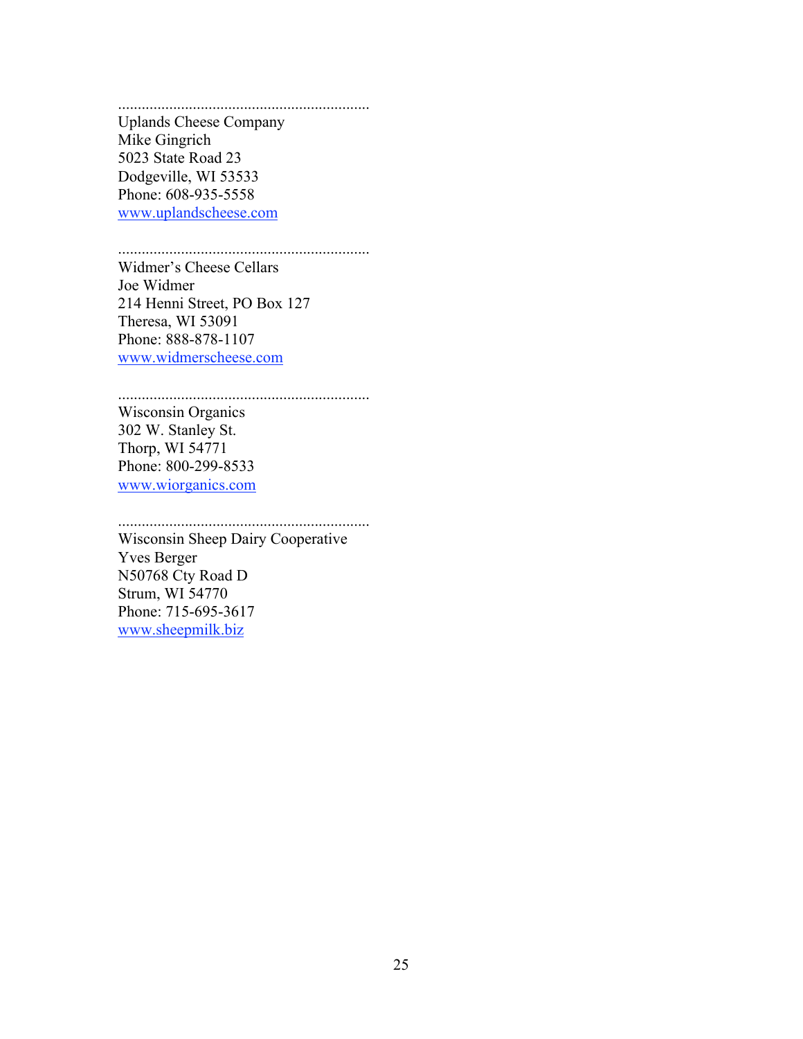................................................................
Uplands Cheese Company
Mike Gingrich
5023 State Road 23
Dodgeville, WI 53533
Phone: 608-935-5558
www.uplandscheese.com

................................................................
Widmer's Cheese Cellars
Joe Widmer
214 Henni Street, PO Box 127
Theresa, WI 53091
Phone: 888-878-1107
www.widmerscheese.com

................................................................
Wisconsin Organics
302 W. Stanley St.
Thorp, WI 54771
Phone: 800-299-8533
www.wiorganics.com

................................................................
Wisconsin Sheep Dairy Cooperative
Yves Berger
N50768 Cty Road D
Strum, WI 54770
Phone: 715-695-3617
www.sheepmilk.biz